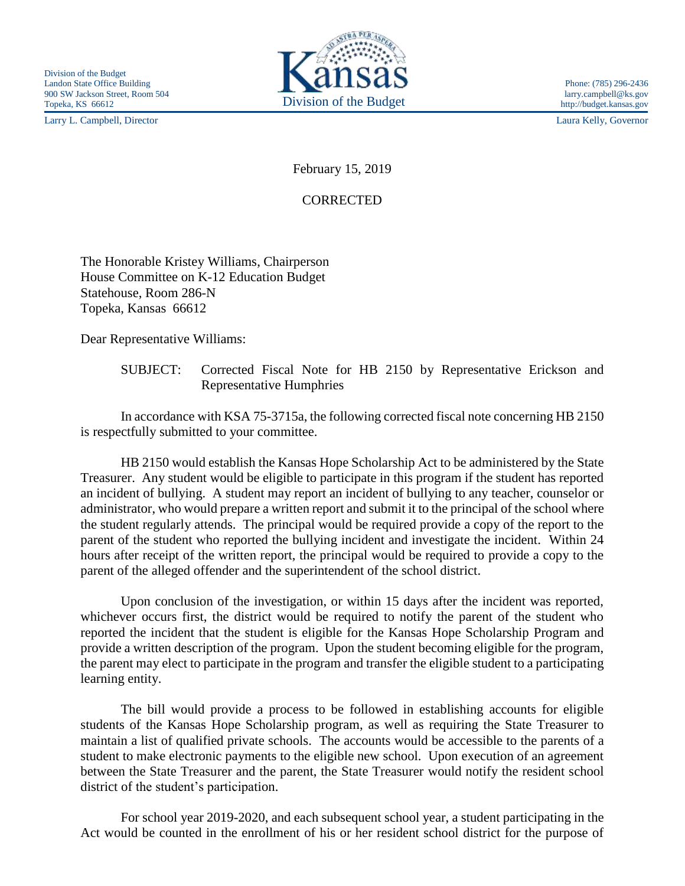Division of the Budget
Landon State Office Building
900 SW Jackson Street, Room 504
Topeka, KS 66612

Larry L. Campbell, Director

Kansas Division of the Budget

Phone: (785) 296-2436
larry.campbell@ks.gov
http://budget.kansas.gov

Laura Kelly, Governor

February 15, 2019

CORRECTED

The Honorable Kristey Williams, Chairperson
House Committee on K-12 Education Budget
Statehouse, Room 286-N
Topeka, Kansas 66612

Dear Representative Williams:

SUBJECT: Corrected Fiscal Note for HB 2150 by Representative Erickson and Representative Humphries

In accordance with KSA 75-3715a, the following corrected fiscal note concerning HB 2150 is respectfully submitted to your committee.

HB 2150 would establish the Kansas Hope Scholarship Act to be administered by the State Treasurer. Any student would be eligible to participate in this program if the student has reported an incident of bullying. A student may report an incident of bullying to any teacher, counselor or administrator, who would prepare a written report and submit it to the principal of the school where the student regularly attends. The principal would be required provide a copy of the report to the parent of the student who reported the bullying incident and investigate the incident. Within 24 hours after receipt of the written report, the principal would be required to provide a copy to the parent of the alleged offender and the superintendent of the school district.

Upon conclusion of the investigation, or within 15 days after the incident was reported, whichever occurs first, the district would be required to notify the parent of the student who reported the incident that the student is eligible for the Kansas Hope Scholarship Program and provide a written description of the program. Upon the student becoming eligible for the program, the parent may elect to participate in the program and transfer the eligible student to a participating learning entity.

The bill would provide a process to be followed in establishing accounts for eligible students of the Kansas Hope Scholarship program, as well as requiring the State Treasurer to maintain a list of qualified private schools. The accounts would be accessible to the parents of a student to make electronic payments to the eligible new school. Upon execution of an agreement between the State Treasurer and the parent, the State Treasurer would notify the resident school district of the student's participation.

For school year 2019-2020, and each subsequent school year, a student participating in the Act would be counted in the enrollment of his or her resident school district for the purpose of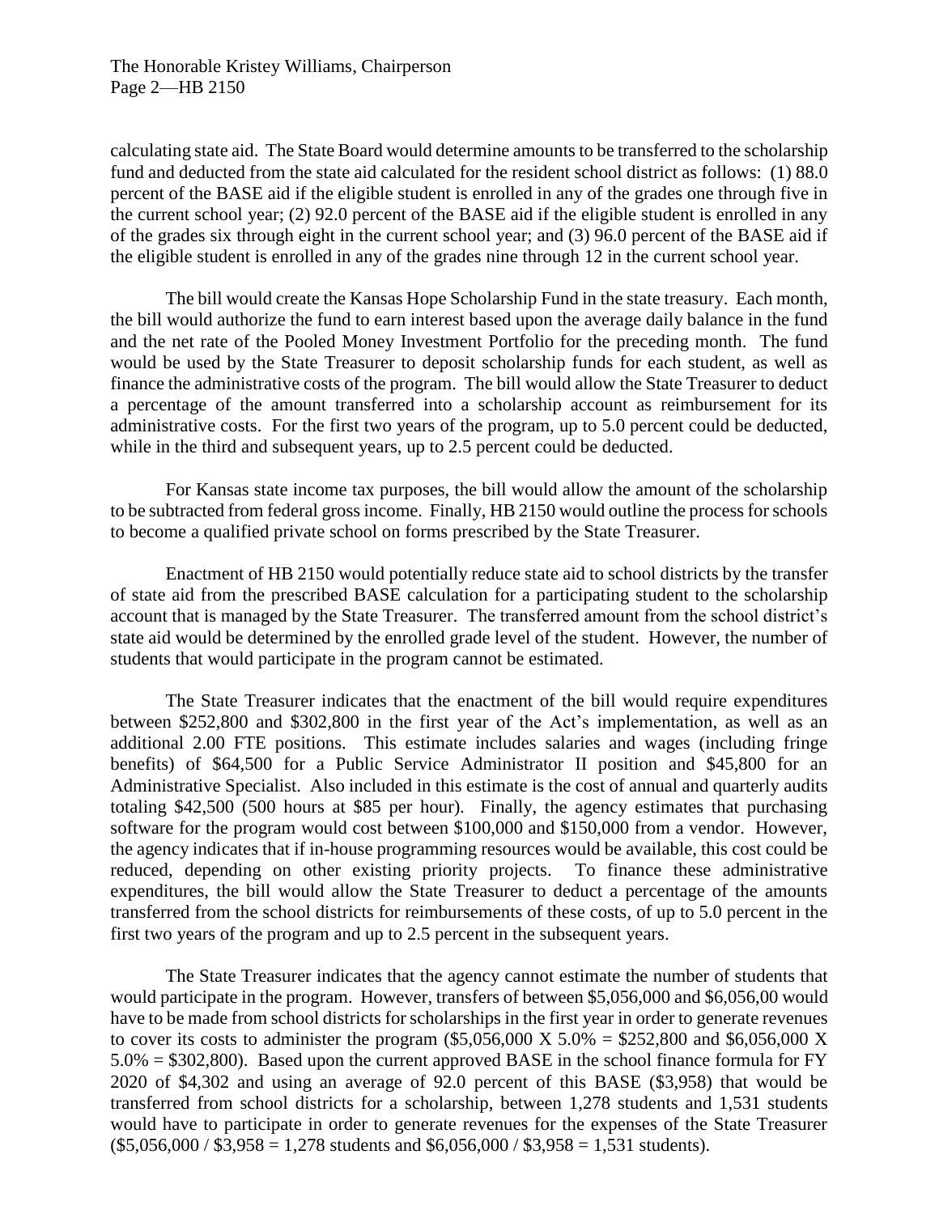calculating state aid. The State Board would determine amounts to be transferred to the scholarship fund and deducted from the state aid calculated for the resident school district as follows: (1) 88.0 percent of the BASE aid if the eligible student is enrolled in any of the grades one through five in the current school year; (2) 92.0 percent of the BASE aid if the eligible student is enrolled in any of the grades six through eight in the current school year; and (3) 96.0 percent of the BASE aid if the eligible student is enrolled in any of the grades nine through 12 in the current school year.

The bill would create the Kansas Hope Scholarship Fund in the state treasury. Each month, the bill would authorize the fund to earn interest based upon the average daily balance in the fund and the net rate of the Pooled Money Investment Portfolio for the preceding month. The fund would be used by the State Treasurer to deposit scholarship funds for each student, as well as finance the administrative costs of the program. The bill would allow the State Treasurer to deduct a percentage of the amount transferred into a scholarship account as reimbursement for its administrative costs. For the first two years of the program, up to 5.0 percent could be deducted, while in the third and subsequent years, up to 2.5 percent could be deducted.

For Kansas state income tax purposes, the bill would allow the amount of the scholarship to be subtracted from federal gross income. Finally, HB 2150 would outline the process for schools to become a qualified private school on forms prescribed by the State Treasurer.

Enactment of HB 2150 would potentially reduce state aid to school districts by the transfer of state aid from the prescribed BASE calculation for a participating student to the scholarship account that is managed by the State Treasurer. The transferred amount from the school district's state aid would be determined by the enrolled grade level of the student. However, the number of students that would participate in the program cannot be estimated.

The State Treasurer indicates that the enactment of the bill would require expenditures between $252,800 and $302,800 in the first year of the Act's implementation, as well as an additional 2.00 FTE positions. This estimate includes salaries and wages (including fringe benefits) of $64,500 for a Public Service Administrator II position and $45,800 for an Administrative Specialist. Also included in this estimate is the cost of annual and quarterly audits totaling $42,500 (500 hours at $85 per hour). Finally, the agency estimates that purchasing software for the program would cost between $100,000 and $150,000 from a vendor. However, the agency indicates that if in-house programming resources would be available, this cost could be reduced, depending on other existing priority projects. To finance these administrative expenditures, the bill would allow the State Treasurer to deduct a percentage of the amounts transferred from the school districts for reimbursements of these costs, of up to 5.0 percent in the first two years of the program and up to 2.5 percent in the subsequent years.

The State Treasurer indicates that the agency cannot estimate the number of students that would participate in the program. However, transfers of between $5,056,000 and $6,056,00 would have to be made from school districts for scholarships in the first year in order to generate revenues to cover its costs to administer the program ($5,056,000 X 5.0% = $252,800 and $6,056,000 X 5.0% = $302,800). Based upon the current approved BASE in the school finance formula for FY 2020 of $4,302 and using an average of 92.0 percent of this BASE ($3,958) that would be transferred from school districts for a scholarship, between 1,278 students and 1,531 students would have to participate in order to generate revenues for the expenses of the State Treasurer ($5,056,000 / $3,958 = 1,278 students and $6,056,000 / $3,958 = 1,531 students).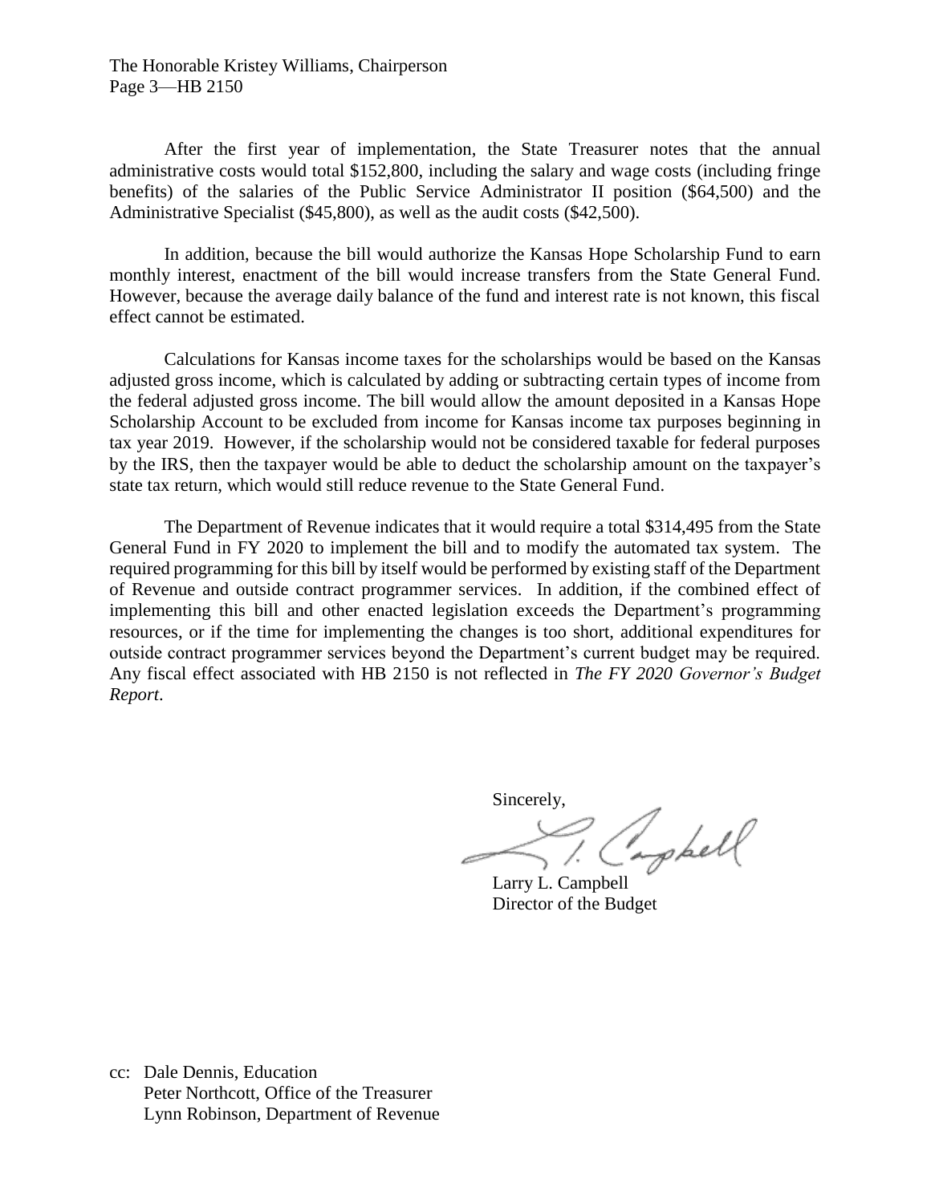After the first year of implementation, the State Treasurer notes that the annual administrative costs would total $152,800, including the salary and wage costs (including fringe benefits) of the salaries of the Public Service Administrator II position ($64,500) and the Administrative Specialist ($45,800), as well as the audit costs ($42,500).

In addition, because the bill would authorize the Kansas Hope Scholarship Fund to earn monthly interest, enactment of the bill would increase transfers from the State General Fund. However, because the average daily balance of the fund and interest rate is not known, this fiscal effect cannot be estimated.

Calculations for Kansas income taxes for the scholarships would be based on the Kansas adjusted gross income, which is calculated by adding or subtracting certain types of income from the federal adjusted gross income. The bill would allow the amount deposited in a Kansas Hope Scholarship Account to be excluded from income for Kansas income tax purposes beginning in tax year 2019. However, if the scholarship would not be considered taxable for federal purposes by the IRS, then the taxpayer would be able to deduct the scholarship amount on the taxpayer's state tax return, which would still reduce revenue to the State General Fund.

The Department of Revenue indicates that it would require a total $314,495 from the State General Fund in FY 2020 to implement the bill and to modify the automated tax system. The required programming for this bill by itself would be performed by existing staff of the Department of Revenue and outside contract programmer services. In addition, if the combined effect of implementing this bill and other enacted legislation exceeds the Department's programming resources, or if the time for implementing the changes is too short, additional expenditures for outside contract programmer services beyond the Department's current budget may be required. Any fiscal effect associated with HB 2150 is not reflected in *The FY 2020 Governor's Budget Report*.

Sincerely,

Larry L. Campbell
Director of the Budget

cc: Dale Dennis, Education
Peter Northcott, Office of the Treasurer
Lynn Robinson, Department of Revenue